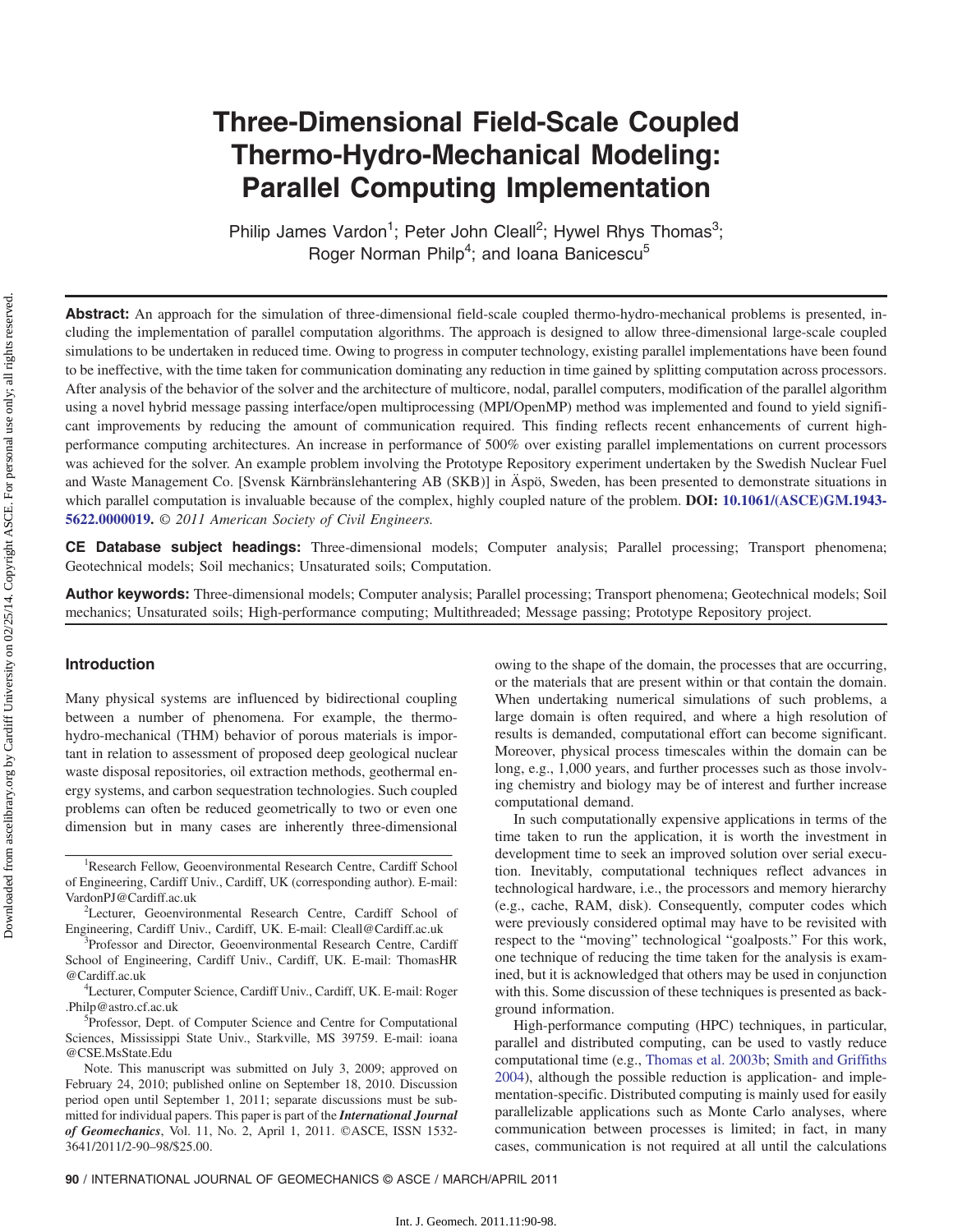# Three-Dimensional Field-Scale Coupled Thermo-Hydro-Mechanical Modeling: Parallel Computing Implementation

Philip James Vardon[1]; Peter John Cleall[2]; Hywel Rhys Thomas[3]; Roger Norman Philp[4]; and Ioana Banicescu[5]

**Abstract:** An approach for the simulation of three-dimensional field-scale coupled thermo-hydro-mechanical problems is presented, including the implementation of parallel computation algorithms. The approach is designed to allow three-dimensional large-scale coupled simulations to be undertaken in reduced time. Owing to progress in computer technology, existing parallel implementations have been found to be ineffective, with the time taken for communication dominating any reduction in time gained by splitting computation across processors. After analysis of the behavior of the solver and the architecture of multicore, nodal, parallel computers, modification of the parallel algorithm using a novel hybrid message passing interface/open multiprocessing (MPI/OpenMP) method was implemented and found to yield significant improvements by reducing the amount of communication required. This finding reflects recent enhancements of current high-performance computing architectures. An increase in performance of 500% over existing parallel implementations on current processors was achieved for the solver. An example problem involving the Prototype Repository experiment undertaken by the Swedish Nuclear Fuel and Waste Management Co. [Svensk Kärnbränslehantering AB (SKB)] in Äspö, Sweden, has been presented to demonstrate situations in which parallel computation is invaluable because of the complex, highly coupled nature of the problem. **DOI:** 10.1061/(ASCE)GM.1943-5622.0000019. *© 2011 American Society of Civil Engineers.*

**CE Database subject headings:** Three-dimensional models; Computer analysis; Parallel processing; Transport phenomena; Geotechnical models; Soil mechanics; Unsaturated soils; Computation.

**Author keywords:** Three-dimensional models; Computer analysis; Parallel processing; Transport phenomena; Geotechnical models; Soil mechanics; Unsaturated soils; High-performance computing; Multithreaded; Message passing; Prototype Repository project.

## Introduction

Many physical systems are influenced by bidirectional coupling between a number of phenomena. For example, the thermo-hydro-mechanical (THM) behavior of porous materials is important in relation to assessment of proposed deep geological nuclear waste disposal repositories, oil extraction methods, geothermal energy systems, and carbon sequestration technologies. Such coupled problems can often be reduced geometrically to two or even one dimension but in many cases are inherently three-dimensional owing to the shape of the domain, the processes that are occurring, or the materials that are present within or that contain the domain. When undertaking numerical simulations of such problems, a large domain is often required, and where a high resolution of results is demanded, computational effort can become significant. Moreover, physical process timescales within the domain can be long, e.g., 1,000 years, and further processes such as those involving chemistry and biology may be of interest and further increase computational demand.

In such computationally expensive applications in terms of the time taken to run the application, it is worth the investment in development time to seek an improved solution over serial execution. Inevitably, computational techniques reflect advances in technological hardware, i.e., the processors and memory hierarchy (e.g., cache, RAM, disk). Consequently, computer codes which were previously considered optimal may have to be revisited with respect to the "moving" technological "goalposts." For this work, one technique of reducing the time taken for the analysis is examined, but it is acknowledged that others may be used in conjunction with this. Some discussion of these techniques is presented as background information.

High-performance computing (HPC) techniques, in particular, parallel and distributed computing, can be used to vastly reduce computational time (e.g., Thomas et al. 2003b; Smith and Griffiths 2004), although the possible reduction is application- and implementation-specific. Distributed computing is mainly used for easily parallelizable applications such as Monte Carlo analyses, where communication between processes is limited; in fact, in many cases, communication is not required at all until the calculations

---

[1]Research Fellow, Geoenvironmental Research Centre, Cardiff School of Engineering, Cardiff Univ., Cardiff, UK (corresponding author). E-mail: VardonPJ@Cardiff.ac.uk

[2]Lecturer, Geoenvironmental Research Centre, Cardiff School of Engineering, Cardiff Univ., Cardiff, UK. E-mail: Cleall@Cardiff.ac.uk

[3]Professor and Director, Geoenvironmental Research Centre, Cardiff School of Engineering, Cardiff Univ., Cardiff, UK. E-mail: ThomasHR@Cardiff.ac.uk

[4]Lecturer, Computer Science, Cardiff Univ., Cardiff, UK. E-mail: Roger.Philp@astro.cf.ac.uk

[5]Professor, Dept. of Computer Science and Centre for Computational Sciences, Mississippi State Univ., Starkville, MS 39759. E-mail: ioana@CSE.MsState.Edu

Note. This manuscript was submitted on July 3, 2009; approved on February 24, 2010; published online on September 18, 2010. Discussion period open until September 1, 2011; separate discussions must be submitted for individual papers. This paper is part of the ***International Journal of Geomechanics***, Vol. 11, No. 2, April 1, 2011. ©ASCE, ISSN 1532-3641/2011/2-90–98/$25.00.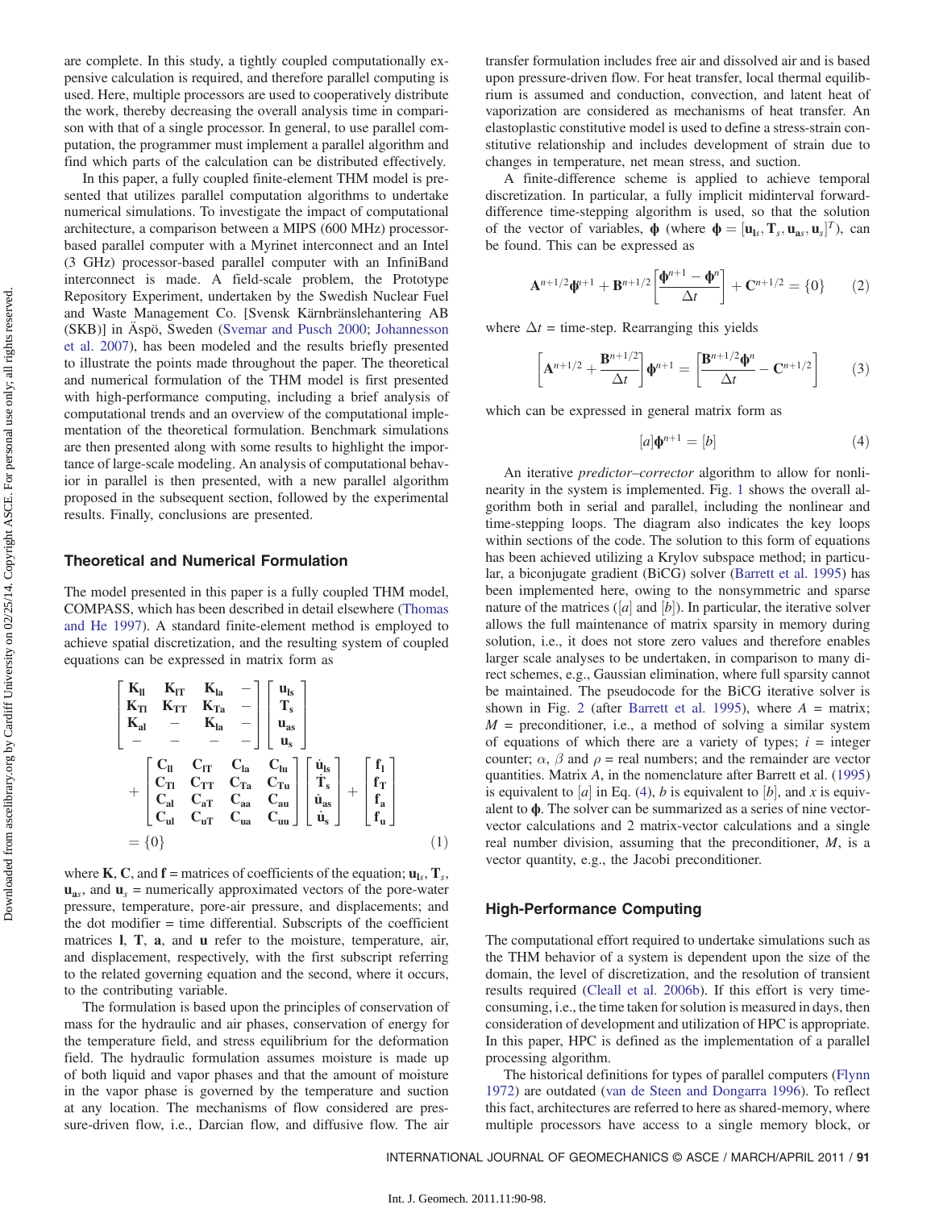are complete. In this study, a tightly coupled computationally expensive calculation is required, and therefore parallel computing is used. Here, multiple processors are used to cooperatively distribute the work, thereby decreasing the overall analysis time in comparison with that of a single processor. In general, to use parallel computation, the programmer must implement a parallel algorithm and find which parts of the calculation can be distributed effectively.

In this paper, a fully coupled finite-element THM model is presented that utilizes parallel computation algorithms to undertake numerical simulations. To investigate the impact of computational architecture, a comparison between a MIPS (600 MHz) processor-based parallel computer with a Myrinet interconnect and an Intel (3 GHz) processor-based parallel computer with an InfiniBand interconnect is made. A field-scale problem, the Prototype Repository Experiment, undertaken by the Swedish Nuclear Fuel and Waste Management Co. [Svensk Kärnbränslehantering AB (SKB)] in Äspö, Sweden (Svemar and Pusch 2000; Johannesson et al. 2007), has been modeled and the results briefly presented to illustrate the points made throughout the paper. The theoretical and numerical formulation of the THM model is first presented with high-performance computing, including a brief analysis of computational trends and an overview of the computational implementation of the theoretical formulation. Benchmark simulations are then presented along with some results to highlight the importance of large-scale modeling. An analysis of computational behavior in parallel is then presented, with a new parallel algorithm proposed in the subsequent section, followed by the experimental results. Finally, conclusions are presented.

## Theoretical and Numerical Formulation

The model presented in this paper is a fully coupled THM model, COMPASS, which has been described in detail elsewhere (Thomas and He 1997). A standard finite-element method is employed to achieve spatial discretization, and the resulting system of coupled equations can be expressed in matrix form as

$$\begin{bmatrix} \mathbf{K}_{ll} & \mathbf{K}_{lT} & \mathbf{K}_{la} & - \\ \mathbf{K}_{Tl} & \mathbf{K}_{TT} & \mathbf{K}_{Ta} & - \\ \mathbf{K}_{al} & - & \mathbf{K}_{la} & - \\ - & - & - & - \end{bmatrix} \begin{bmatrix} \mathbf{u}_{ls} \\ \mathbf{T}_s \\ \mathbf{u}_{as} \\ \mathbf{u}_s \end{bmatrix} + \begin{bmatrix} \mathbf{C}_{ll} & \mathbf{C}_{lT} & \mathbf{C}_{la} & \mathbf{C}_{lu} \\ \mathbf{C}_{Tl} & \mathbf{C}_{TT} & \mathbf{C}_{Ta} & \mathbf{C}_{Tu} \\ \mathbf{C}_{al} & \mathbf{C}_{aT} & \mathbf{C}_{aa} & \mathbf{C}_{au} \\ \mathbf{C}_{ul} & \mathbf{C}_{uT} & \mathbf{C}_{ua} & \mathbf{C}_{uu} \end{bmatrix} \begin{bmatrix} \dot{\mathbf{u}}_{ls} \\ \dot{\mathbf{T}}_s \\ \dot{\mathbf{u}}_{as} \\ \dot{\mathbf{u}}_s \end{bmatrix} + \begin{bmatrix} \mathbf{f}_l \\ \mathbf{f}_T \\ \mathbf{f}_a \\ \mathbf{f}_u \end{bmatrix} = \{0\} \quad (1)$$

where $\mathbf{K}$, $\mathbf{C}$, and $\mathbf{f}$ = matrices of coefficients of the equation; $\mathbf{u}_{ls}$, $\mathbf{T}_s$, $\mathbf{u}_{as}$, and $\mathbf{u}_s$ = numerically approximated vectors of the pore-water pressure, temperature, pore-air pressure, and displacements; and the dot modifier = time differential. Subscripts of the coefficient matrices $\mathbf{l}$, $\mathbf{T}$, $\mathbf{a}$, and $\mathbf{u}$ refer to the moisture, temperature, air, and displacement, respectively, with the first subscript referring to the related governing equation and the second, where it occurs, to the contributing variable.

The formulation is based upon the principles of conservation of mass for the hydraulic and air phases, conservation of energy for the temperature field, and stress equilibrium for the deformation field. The hydraulic formulation assumes moisture is made up of both liquid and vapor phases and that the amount of moisture in the vapor phase is governed by the temperature and suction at any location. The mechanisms of flow considered are pressure-driven flow, i.e., Darcian flow, and diffusive flow. The air transfer formulation includes free air and dissolved air and is based upon pressure-driven flow. For heat transfer, local thermal equilibrium is assumed and conduction, convection, and latent heat of vaporization are considered as mechanisms of heat transfer. An elastoplastic constitutive model is used to define a stress-strain constitutive relationship and includes development of strain due to changes in temperature, net mean stress, and suction.

A finite-difference scheme is applied to achieve temporal discretization. In particular, a fully implicit midinterval forward-difference time-stepping algorithm is used, so that the solution of the vector of variables, $\boldsymbol{\phi}$ (where $\boldsymbol{\phi} = [\mathbf{u}_{ls}, \mathbf{T}_s, \mathbf{u}_{as}, \mathbf{u}_s]^T$), can be found. This can be expressed as

$$\mathbf{A}^{n+1/2}\boldsymbol{\phi}^{n+1} + \mathbf{B}^{n+1/2}\left[\frac{\boldsymbol{\phi}^{n+1} - \boldsymbol{\phi}^{n}}{\Delta t}\right] + \mathbf{C}^{n+1/2} = \{0\} \quad (2)$$

where $\Delta t$ = time-step. Rearranging this yields

$$\left[\mathbf{A}^{n+1/2} + \frac{\mathbf{B}^{n+1/2}}{\Delta t}\right]\boldsymbol{\phi}^{n+1} = \left[\frac{\mathbf{B}^{n+1/2}\boldsymbol{\phi}^{n}}{\Delta t} - \mathbf{C}^{n+1/2}\right] \quad (3)$$

which can be expressed in general matrix form as

$$[a]\boldsymbol{\phi}^{n+1} = [b] \quad (4)$$

An iterative *predictor–corrector* algorithm to allow for nonlinearity in the system is implemented. Fig. 1 shows the overall algorithm both in serial and parallel, including the nonlinear and time-stepping loops. The diagram also indicates the key loops within sections of the code. The solution to this form of equations has been achieved utilizing a Krylov subspace method; in particular, a biconjugate gradient (BiCG) solver (Barrett et al. 1995) has been implemented here, owing to the nonsymmetric and sparse nature of the matrices ([a] and [b]). In particular, the iterative solver allows the full maintenance of matrix sparsity in memory during solution, i.e., it does not store zero values and therefore enables larger scale analyses to be undertaken, in comparison to many direct schemes, e.g., Gaussian elimination, where full sparsity cannot be maintained. The pseudocode for the BiCG iterative solver is shown in Fig. 2 (after Barrett et al. 1995), where $A$ = matrix; $M$ = preconditioner, i.e., a method of solving a similar system of equations of which there are a variety of types; $i$ = integer counter; $\alpha$, $\beta$ and $\rho$ = real numbers; and the remainder are vector quantities. Matrix $A$, in the nomenclature after Barrett et al. (1995) is equivalent to $[a]$ in Eq. (4), $b$ is equivalent to $[b]$, and $x$ is equivalent to $\boldsymbol{\phi}$. The solver can be summarized as a series of nine vector-vector calculations and 2 matrix-vector calculations and a single real number division, assuming that the preconditioner, $M$, is a vector quantity, e.g., the Jacobi preconditioner.

## High-Performance Computing

The computational effort required to undertake simulations such as the THM behavior of a system is dependent upon the size of the domain, the level of discretization, and the resolution of transient results required (Cleall et al. 2006b). If this effort is very time-consuming, i.e., the time taken for solution is measured in days, then consideration of development and utilization of HPC is appropriate. In this paper, HPC is defined as the implementation of a parallel processing algorithm.

The historical definitions for types of parallel computers (Flynn 1972) are outdated (van de Steen and Dongarra 1996). To reflect this fact, architectures are referred to here as shared-memory, where multiple processors have access to a single memory block, or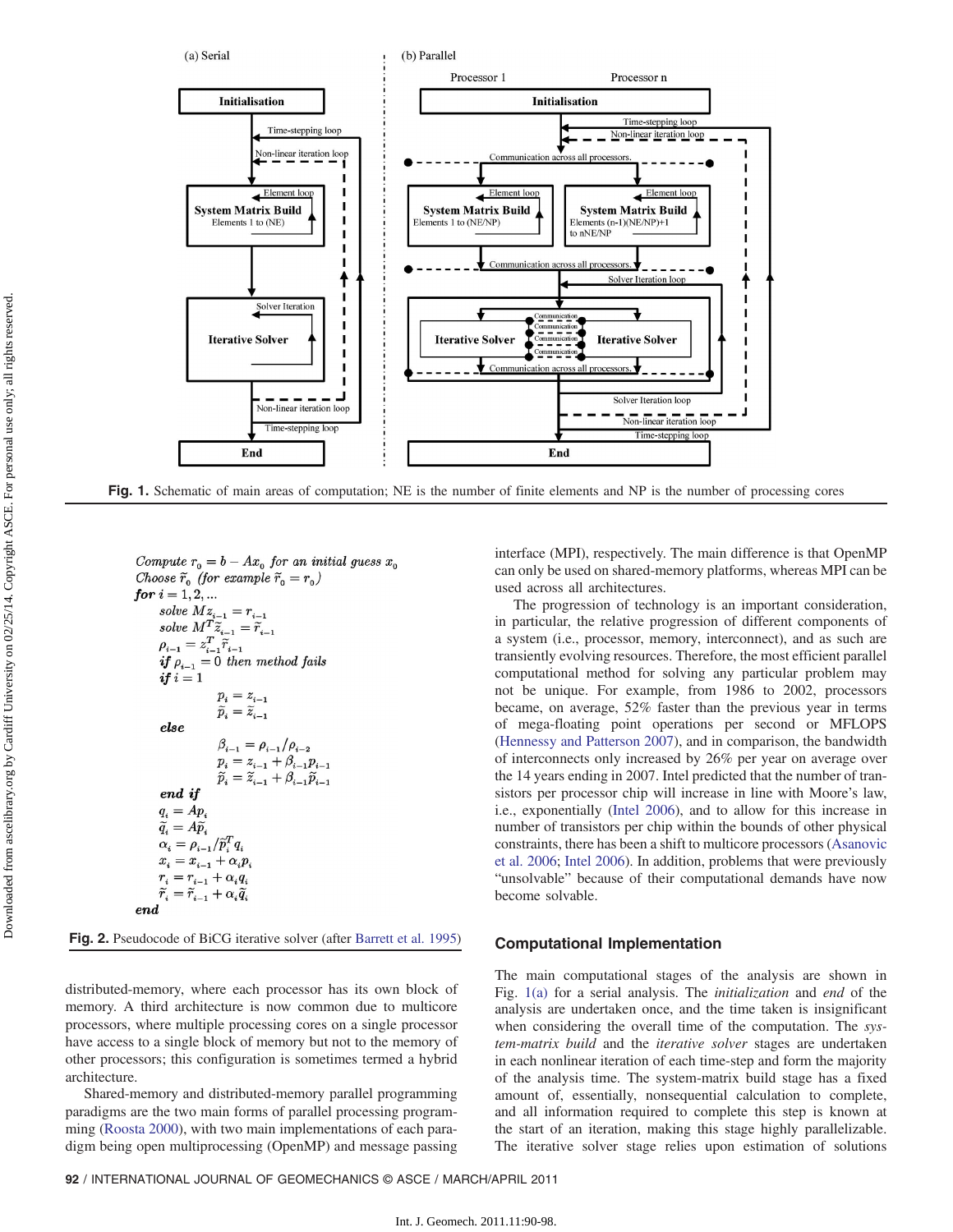Fig. 1. Schematic of main areas of computation; NE is the number of finite elements and NP is the number of processing cores

```
Compute r_0 = b − A x_0 for an initial guess x_0
Choose r̃_0 (for example r̃_0 = r_0)
for i = 1, 2, ...
    solve M z_{i−1} = r_{i−1}
    solve M^T z̃_{i−1} = r̃_{i−1}
    ρ_{i−1} = z_{i−1}^T r̃_{i−1}
    if ρ_{i−1} = 0 then method fails
    if i = 1
            p_i = z_{i−1}
            p̃_i = z̃_{i−1}
    else
            β_{i−1} = ρ_{i−1}/ρ_{i−2}
            p_i = z_{i−1} + β_{i−1} p_{i−1}
            p̃_i = z̃_{i−1} + β_{i−1} p̃_{i−1}
    end if
    q_i = A p_i
    q̃_i = A p̃_i
    α_i = ρ_{i−1}/p̃_i^T q_i
    x_i = x_{i−1} + α_i p_i
    r_i = r_{i−1} + α_i q_i
    r̃_i = r̃_{i−1} + α_i q̃_i
end
```

Fig. 2. Pseudocode of BiCG iterative solver (after Barrett et al. 1995)

distributed-memory, where each processor has its own block of memory. A third architecture is now common due to multicore processors, where multiple processing cores on a single processor have access to a single block of memory but not to the memory of other processors; this configuration is sometimes termed a hybrid architecture.

Shared-memory and distributed-memory parallel programming paradigms are the two main forms of parallel processing programming (Roosta 2000), with two main implementations of each paradigm being open multiprocessing (OpenMP) and message passing interface (MPI), respectively. The main difference is that OpenMP can only be used on shared-memory platforms, whereas MPI can be used across all architectures.

The progression of technology is an important consideration, in particular, the relative progression of different components of a system (i.e., processor, memory, interconnect), and as such are transiently evolving resources. Therefore, the most efficient parallel computational method for solving any particular problem may not be unique. For example, from 1986 to 2002, processors became, on average, 52% faster than the previous year in terms of mega-floating point operations per second or MFLOPS (Hennessy and Patterson 2007), and in comparison, the bandwidth of interconnects only increased by 26% per year on average over the 14 years ending in 2007. Intel predicted that the number of transistors per processor chip will increase in line with Moore's law, i.e., exponentially (Intel 2006), and to allow for this increase in number of transistors per chip within the bounds of other physical constraints, there has been a shift to multicore processors (Asanovic et al. 2006; Intel 2006). In addition, problems that were previously "unsolvable" because of their computational demands have now become solvable.

## Computational Implementation

The main computational stages of the analysis are shown in Fig. 1(a) for a serial analysis. The *initialization* and *end* of the analysis are undertaken once, and the time taken is insignificant when considering the overall time of the computation. The *system-matrix build* and the *iterative solver* stages are undertaken in each nonlinear iteration of each time-step and form the majority of the analysis time. The system-matrix build stage has a fixed amount of, essentially, nonsequential calculation to complete, and all information required to complete this step is known at the start of an iteration, making this stage highly parallelizable. The iterative solver stage relies upon estimation of solutions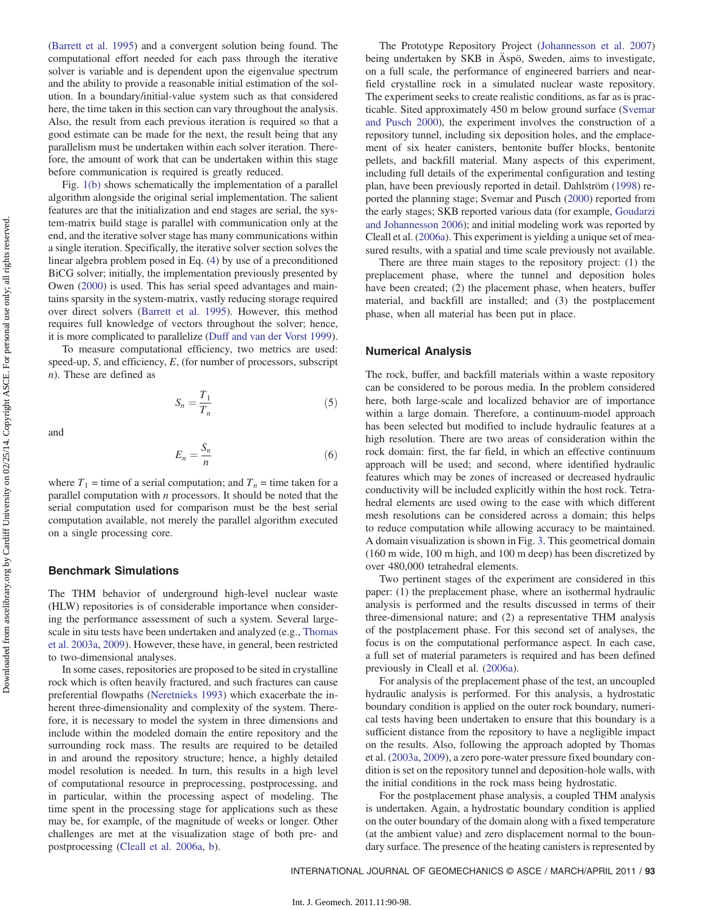(Barrett et al. 1995) and a convergent solution being found. The computational effort needed for each pass through the iterative solver is variable and is dependent upon the eigenvalue spectrum and the ability to provide a reasonable initial estimation of the solution. In a boundary/initial-value system such as that considered here, the time taken in this section can vary throughout the analysis. Also, the result from each previous iteration is required so that a good estimate can be made for the next, the result being that any parallelism must be undertaken within each solver iteration. Therefore, the amount of work that can be undertaken within this stage before communication is required is greatly reduced.

Fig. 1(b) shows schematically the implementation of a parallel algorithm alongside the original serial implementation. The salient features are that the initialization and end stages are serial, the system-matrix build stage is parallel with communication only at the end, and the iterative solver stage has many communications within a single iteration. Specifically, the iterative solver section solves the linear algebra problem posed in Eq. (4) by use of a preconditioned BiCG solver; initially, the implementation previously presented by Owen (2000) is used. This has serial speed advantages and maintains sparsity in the system-matrix, vastly reducing storage required over direct solvers (Barrett et al. 1995). However, this method requires full knowledge of vectors throughout the solver; hence, it is more complicated to parallelize (Duff and van der Vorst 1999).

To measure computational efficiency, two metrics are used: speed-up, $S$, and efficiency, $E$, (for number of processors, subscript $n$). These are defined as

$$S_n = \frac{T_1}{T_n} \tag{5}$$

and

$$E_n = \frac{S_n}{n} \tag{6}$$

where $T_1$ = time of a serial computation; and $T_n$ = time taken for a parallel computation with $n$ processors. It should be noted that the serial computation used for comparison must be the best serial computation available, not merely the parallel algorithm executed on a single processing core.

## Benchmark Simulations

The THM behavior of underground high-level nuclear waste (HLW) repositories is of considerable importance when considering the performance assessment of such a system. Several large-scale in situ tests have been undertaken and analyzed (e.g., Thomas et al. 2003a, 2009). However, these have, in general, been restricted to two-dimensional analyses.

In some cases, repositories are proposed to be sited in crystalline rock which is often heavily fractured, and such fractures can cause preferential flowpaths (Neretnieks 1993) which exacerbate the inherent three-dimensionality and complexity of the system. Therefore, it is necessary to model the system in three dimensions and include within the modeled domain the entire repository and the surrounding rock mass. The results are required to be detailed in and around the repository structure; hence, a highly detailed model resolution is needed. In turn, this results in a high level of computational resource in preprocessing, postprocessing, and in particular, within the processing aspect of modeling. The time spent in the processing stage for applications such as these may be, for example, of the magnitude of weeks or longer. Other challenges are met at the visualization stage of both pre- and postprocessing (Cleall et al. 2006a, b).

The Prototype Repository Project (Johannesson et al. 2007) being undertaken by SKB in Äspö, Sweden, aims to investigate, on a full scale, the performance of engineered barriers and near-field crystalline rock in a simulated nuclear waste repository. The experiment seeks to create realistic conditions, as far as is practicable. Sited approximately 450 m below ground surface (Svemar and Pusch 2000), the experiment involves the construction of a repository tunnel, including six deposition holes, and the emplacement of six heater canisters, bentonite buffer blocks, bentonite pellets, and backfill material. Many aspects of this experiment, including full details of the experimental configuration and testing plan, have been previously reported in detail. Dahlström (1998) reported the planning stage; Svemar and Pusch (2000) reported from the early stages; SKB reported various data (for example, Goudarzi and Johannesson 2006); and initial modeling work was reported by Cleall et al. (2006a). This experiment is yielding a unique set of measured results, with a spatial and time scale previously not available.

There are three main stages to the repository project: (1) the preplacement phase, where the tunnel and deposition holes have been created; (2) the placement phase, when heaters, buffer material, and backfill are installed; and (3) the postplacement phase, when all material has been put in place.

## Numerical Analysis

The rock, buffer, and backfill materials within a waste repository can be considered to be porous media. In the problem considered here, both large-scale and localized behavior are of importance within a large domain. Therefore, a continuum-model approach has been selected but modified to include hydraulic features at a high resolution. There are two areas of consideration within the rock domain: first, the far field, in which an effective continuum approach will be used; and second, where identified hydraulic features which may be zones of increased or decreased hydraulic conductivity will be included explicitly within the host rock. Tetrahedral elements are used owing to the ease with which different mesh resolutions can be considered across a domain; this helps to reduce computation while allowing accuracy to be maintained. A domain visualization is shown in Fig. 3. This geometrical domain (160 m wide, 100 m high, and 100 m deep) has been discretized by over 480,000 tetrahedral elements.

Two pertinent stages of the experiment are considered in this paper: (1) the preplacement phase, where an isothermal hydraulic analysis is performed and the results discussed in terms of their three-dimensional nature; and (2) a representative THM analysis of the postplacement phase. For this second set of analyses, the focus is on the computational performance aspect. In each case, a full set of material parameters is required and has been defined previously in Cleall et al. (2006a).

For analysis of the preplacement phase of the test, an uncoupled hydraulic analysis is performed. For this analysis, a hydrostatic boundary condition is applied on the outer rock boundary, numerical tests having been undertaken to ensure that this boundary is a sufficient distance from the repository to have a negligible impact on the results. Also, following the approach adopted by Thomas et al. (2003a, 2009), a zero pore-water pressure fixed boundary condition is set on the repository tunnel and deposition-hole walls, with the initial conditions in the rock mass being hydrostatic.

For the postplacement phase analysis, a coupled THM analysis is undertaken. Again, a hydrostatic boundary condition is applied on the outer boundary of the domain along with a fixed temperature (at the ambient value) and zero displacement normal to the boundary surface. The presence of the heating canisters is represented by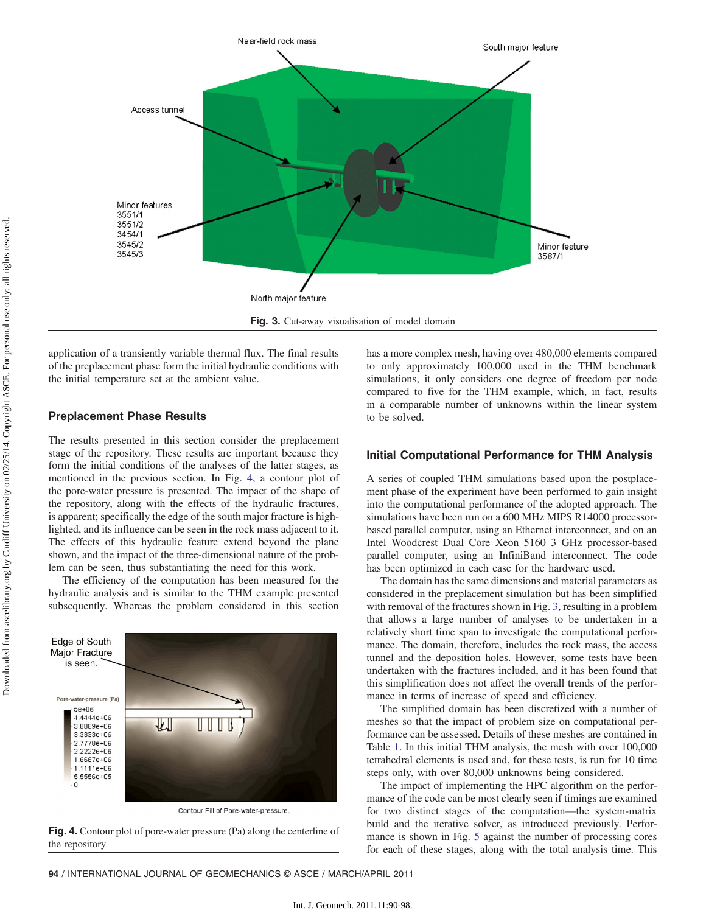Fig. 3. Cut-away visualisation of model domain

application of a transiently variable thermal flux. The final results of the preplacement phase form the initial hydraulic conditions with the initial temperature set at the ambient value.

## Preplacement Phase Results

The results presented in this section consider the preplacement stage of the repository. These results are important because they form the initial conditions of the analyses of the latter stages, as mentioned in the previous section. In Fig. 4, a contour plot of the pore-water pressure is presented. The impact of the shape of the repository, along with the effects of the hydraulic fractures, is apparent; specifically the edge of the south major fracture is highlighted, and its influence can be seen in the rock mass adjacent to it. The effects of this hydraulic feature extend beyond the plane shown, and the impact of the three-dimensional nature of the problem can be seen, thus substantiating the need for this work.

The efficiency of the computation has been measured for the hydraulic analysis and is similar to the THM example presented subsequently. Whereas the problem considered in this section has a more complex mesh, having over 480,000 elements compared to only approximately 100,000 used in the THM benchmark simulations, it only considers one degree of freedom per node compared to five for the THM example, which, in fact, results in a comparable number of unknowns within the linear system to be solved.

Fig. 4. Contour plot of pore-water pressure (Pa) along the centerline of the repository

## Initial Computational Performance for THM Analysis

A series of coupled THM simulations based upon the postplacement phase of the experiment have been performed to gain insight into the computational performance of the adopted approach. The simulations have been run on a 600 MHz MIPS R14000 processor-based parallel computer, using an Ethernet interconnect, and on an Intel Woodcrest Dual Core Xeon 5160 3 GHz processor-based parallel computer, using an InfiniBand interconnect. The code has been optimized in each case for the hardware used.

The domain has the same dimensions and material parameters as considered in the preplacement simulation but has been simplified with removal of the fractures shown in Fig. 3, resulting in a problem that allows a large number of analyses to be undertaken in a relatively short time span to investigate the computational performance. The domain, therefore, includes the rock mass, the access tunnel and the deposition holes. However, some tests have been undertaken with the fractures included, and it has been found that this simplification does not affect the overall trends of the performance in terms of increase of speed and efficiency.

The simplified domain has been discretized with a number of meshes so that the impact of problem size on computational performance can be assessed. Details of these meshes are contained in Table 1. In this initial THM analysis, the mesh with over 100,000 tetrahedral elements is used and, for these tests, is run for 10 time steps only, with over 80,000 unknowns being considered.

The impact of implementing the HPC algorithm on the performance of the code can be most clearly seen if timings are examined for two distinct stages of the computation—the system-matrix build and the iterative solver, as introduced previously. Performance is shown in Fig. 5 against the number of processing cores for each of these stages, along with the total analysis time. This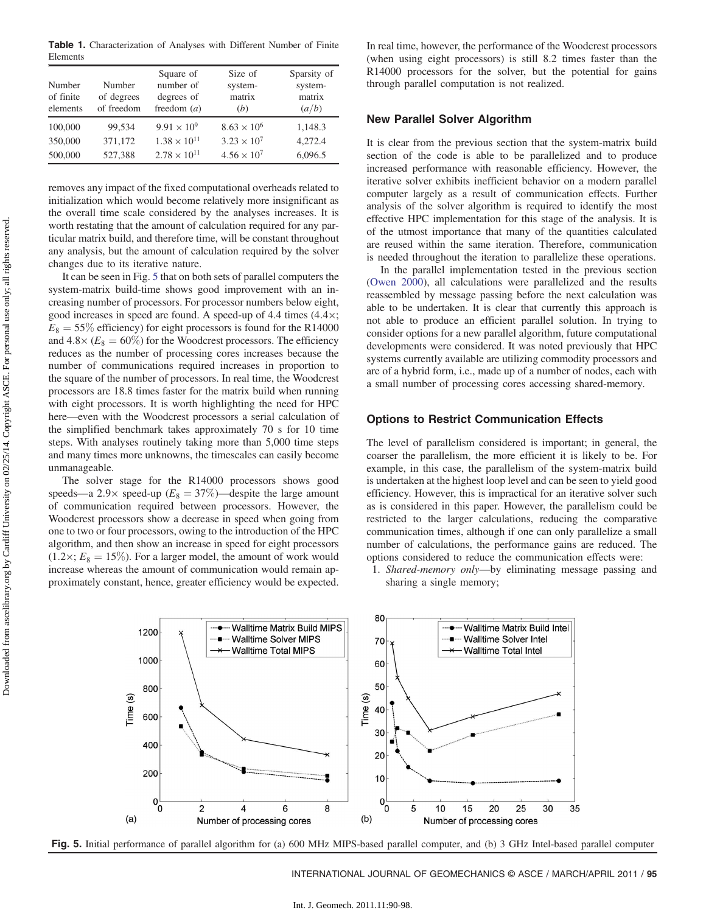**Table 1.** Characterization of Analyses with Different Number of Finite Elements

| Number of finite elements | Number of degrees of freedom | Square of number of degrees of freedom ($a$) | Size of system-matrix ($b$) | Sparsity of system-matrix ($a/b$) |
|---|---|---|---|---|
| 100,000 | 99,534 | $9.91 \times 10^9$ | $8.63 \times 10^6$ | 1,148.3 |
| 350,000 | 371,172 | $1.38 \times 10^{11}$ | $3.23 \times 10^7$ | 4,272.4 |
| 500,000 | 527,388 | $2.78 \times 10^{11}$ | $4.56 \times 10^7$ | 6,096.5 |

removes any impact of the fixed computational overheads related to initialization which would become relatively more insignificant as the overall time scale considered by the analyses increases. It is worth restating that the amount of calculation required for any particular matrix build, and therefore time, will be constant throughout any analysis, but the amount of calculation required by the solver changes due to its iterative nature.

It can be seen in Fig. 5 that on both sets of parallel computers the system-matrix build-time shows good improvement with an increasing number of processors. For processor numbers below eight, good increases in speed are found. A speed-up of 4.4 times (4.4×; $E_8 = 55\%$ efficiency) for eight processors is found for the R14000 and 4.8× ($E_8 = 60\%$) for the Woodcrest processors. The efficiency reduces as the number of processing cores increases because the number of communications required increases in proportion to the square of the number of processors. In real time, the Woodcrest processors are 18.8 times faster for the matrix build when running with eight processors. It is worth highlighting the need for HPC here—even with the Woodcrest processors a serial calculation of the simplified benchmark takes approximately 70 s for 10 time steps. With analyses routinely taking more than 5,000 time steps and many times more unknowns, the timescales can easily become unmanageable.

The solver stage for the R14000 processors shows good speeds—a 2.9× speed-up ($E_8 = 37\%$)—despite the large amount of communication required between processors. However, the Woodcrest processors show a decrease in speed when going from one to two or four processors, owing to the introduction of the HPC algorithm, and then show an increase in speed for eight processors (1.2×; $E_8 = 15\%$). For a larger model, the amount of work would increase whereas the amount of communication would remain approximately constant, hence, greater efficiency would be expected.

In real time, however, the performance of the Woodcrest processors (when using eight processors) is still 8.2 times faster than the R14000 processors for the solver, but the potential for gains through parallel computation is not realized.

## New Parallel Solver Algorithm

It is clear from the previous section that the system-matrix build section of the code is able to be parallelized and to produce increased performance with reasonable efficiency. However, the iterative solver exhibits inefficient behavior on a modern parallel computer largely as a result of communication effects. Further analysis of the solver algorithm is required to identify the most effective HPC implementation for this stage of the analysis. It is of the utmost importance that many of the quantities calculated are reused within the same iteration. Therefore, communication is needed throughout the iteration to parallelize these operations.

In the parallel implementation tested in the previous section (Owen 2000), all calculations were parallelized and the results reassembled by message passing before the next calculation was able to be undertaken. It is clear that currently this approach is not able to produce an efficient parallel solution. In trying to consider options for a new parallel algorithm, future computational developments were considered. It was noted previously that HPC systems currently available are utilizing commodity processors and are of a hybrid form, i.e., made up of a number of nodes, each with a small number of processing cores accessing shared-memory.

## Options to Restrict Communication Effects

The level of parallelism considered is important; in general, the coarser the parallelism, the more efficient it is likely to be. For example, in this case, the parallelism of the system-matrix build is undertaken at the highest loop level and can be seen to yield good efficiency. However, this is impractical for an iterative solver such as is considered in this paper. However, the parallelism could be restricted to the larger calculations, reducing the comparative communication times, although if one can only parallelize a small number of calculations, the performance gains are reduced. The options considered to reduce the communication effects were:

1. *Shared-memory only*—by eliminating message passing and sharing a single memory;

**Fig. 5.** Initial performance of parallel algorithm for (a) 600 MHz MIPS-based parallel computer, and (b) 3 GHz Intel-based parallel computer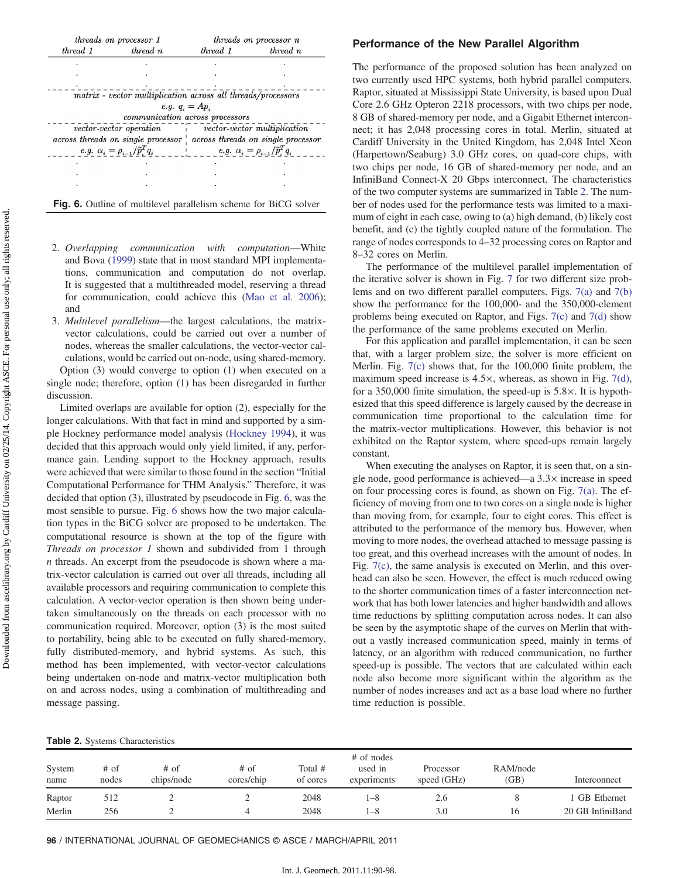| *threads on processor 1* | | *threads on processor n* | |
|---|---|---|---|
| *thread 1* | *thread n* | *thread 1* | *thread n* |
| . | . | . | . |
| . | . | . | . |
| . | . | . | . |
| *matrix - vector multiplication across all threads/processors* | | | |
| *e.g.* $q_i = Ap_i$ | | | |
| *communication across processors* | | | |
| *vector-vector operation across threads on single processor* | | *vector-vector multiplication across threads on single processor* | |
| *e.g.* $\alpha_i = \rho_{i-1}/\tilde{p}_i^T q_i$ | | *e.g.* $\alpha_i = \rho_{i-1}/\tilde{p}_i^T q_i$ | |
| . | . | . | . |
| . | . | . | . |
| . | . | . | . |

**Fig. 6.** Outline of multilevel parallelism scheme for BiCG solver

2. *Overlapping communication with computation*—White and Bova (1999) state that in most standard MPI implementations, communication and computation do not overlap. It is suggested that a multithreaded model, reserving a thread for communication, could achieve this (Mao et al. 2006); and
3. *Multilevel parallelism*—the largest calculations, the matrix-vector calculations, could be carried out over a number of nodes, whereas the smaller calculations, the vector-vector calculations, would be carried out on-node, using shared-memory.

Option (3) would converge to option (1) when executed on a single node; therefore, option (1) has been disregarded in further discussion.

Limited overlaps are available for option (2), especially for the longer calculations. With that fact in mind and supported by a simple Hockney performance model analysis (Hockney 1994), it was decided that this approach would only yield limited, if any, performance gain. Lending support to the Hockney approach, results were achieved that were similar to those found in the section "Initial Computational Performance for THM Analysis." Therefore, it was decided that option (3), illustrated by pseudocode in Fig. 6, was the most sensible to pursue. Fig. 6 shows how the two major calculation types in the BiCG solver are proposed to be undertaken. The computational resource is shown at the top of the figure with *Threads on processor 1* shown and subdivided from 1 through *n* threads. An excerpt from the pseudocode is shown where a matrix-vector calculation is carried out over all threads, including all available processors and requiring communication to complete this calculation. A vector-vector operation is then shown being undertaken simultaneously on the threads on each processor with no communication required. Moreover, option (3) is the most suited to portability, being able to be executed on fully shared-memory, fully distributed-memory, and hybrid systems. As such, this method has been implemented, with vector-vector calculations being undertaken on-node and matrix-vector multiplication both on and across nodes, using a combination of multithreading and message passing.

## Performance of the New Parallel Algorithm

The performance of the proposed solution has been analyzed on two currently used HPC systems, both hybrid parallel computers. Raptor, situated at Mississippi State University, is based upon Dual Core 2.6 GHz Opteron 2218 processors, with two chips per node, 8 GB of shared-memory per node, and a Gigabit Ethernet interconnect; it has 2,048 processing cores in total. Merlin, situated at Cardiff University in the United Kingdom, has 2,048 Intel Xeon (Harpertown/Seaburg) 3.0 GHz cores, on quad-core chips, with two chips per node, 16 GB of shared-memory per node, and an InfiniBand Connect-X 20 Gbps interconnect. The characteristics of the two computer systems are summarized in Table 2. The number of nodes used for the performance tests was limited to a maximum of eight in each case, owing to (a) high demand, (b) likely cost benefit, and (c) the tightly coupled nature of the formulation. The range of nodes corresponds to 4–32 processing cores on Raptor and 8–32 cores on Merlin.

The performance of the multilevel parallel implementation of the iterative solver is shown in Fig. 7 for two different size problems and on two different parallel computers. Figs. 7(a) and 7(b) show the performance for the 100,000- and the 350,000-element problems being executed on Raptor, and Figs. 7(c) and 7(d) show the performance of the same problems executed on Merlin.

For this application and parallel implementation, it can be seen that, with a larger problem size, the solver is more efficient on Merlin. Fig. 7(c) shows that, for the 100,000 finite problem, the maximum speed increase is 4.5×, whereas, as shown in Fig. 7(d), for a 350,000 finite simulation, the speed-up is 5.8×. It is hypothesized that this speed difference is largely caused by the decrease in communication time proportional to the calculation time for the matrix-vector multiplications. However, this behavior is not exhibited on the Raptor system, where speed-ups remain largely constant.

When executing the analyses on Raptor, it is seen that, on a single node, good performance is achieved—a 3.3× increase in speed on four processing cores is found, as shown on Fig. 7(a). The efficiency of moving from one to two cores on a single node is higher than moving from, for example, four to eight cores. This effect is attributed to the performance of the memory bus. However, when moving to more nodes, the overhead attached to message passing is too great, and this overhead increases with the amount of nodes. In Fig. 7(c), the same analysis is executed on Merlin, and this overhead can also be seen. However, the effect is much reduced owing to the shorter communication times of a faster interconnection network that has both lower latencies and higher bandwidth and allows time reductions by splitting computation across nodes. It can also be seen by the asymptotic shape of the curves on Merlin that without a vastly increased communication speed, mainly in terms of latency, or an algorithm with reduced communication, no further speed-up is possible. The vectors that are calculated within each node also become more significant within the algorithm as the number of nodes increases and act as a base load where no further time reduction is possible.

**Table 2.** Systems Characteristics

| System name | # of nodes | # of chips/node | # of cores/chip | Total # of cores | # of nodes used in experiments | Processor speed (GHz) | RAM/node (GB) | Interconnect |
|---|---|---|---|---|---|---|---|---|
| Raptor | 512 | 2 | 2 | 2048 | 1–8 | 2.6 | 8 | 1 GB Ethernet |
| Merlin | 256 | 2 | 4 | 2048 | 1–8 | 3.0 | 16 | 20 GB InfiniBand |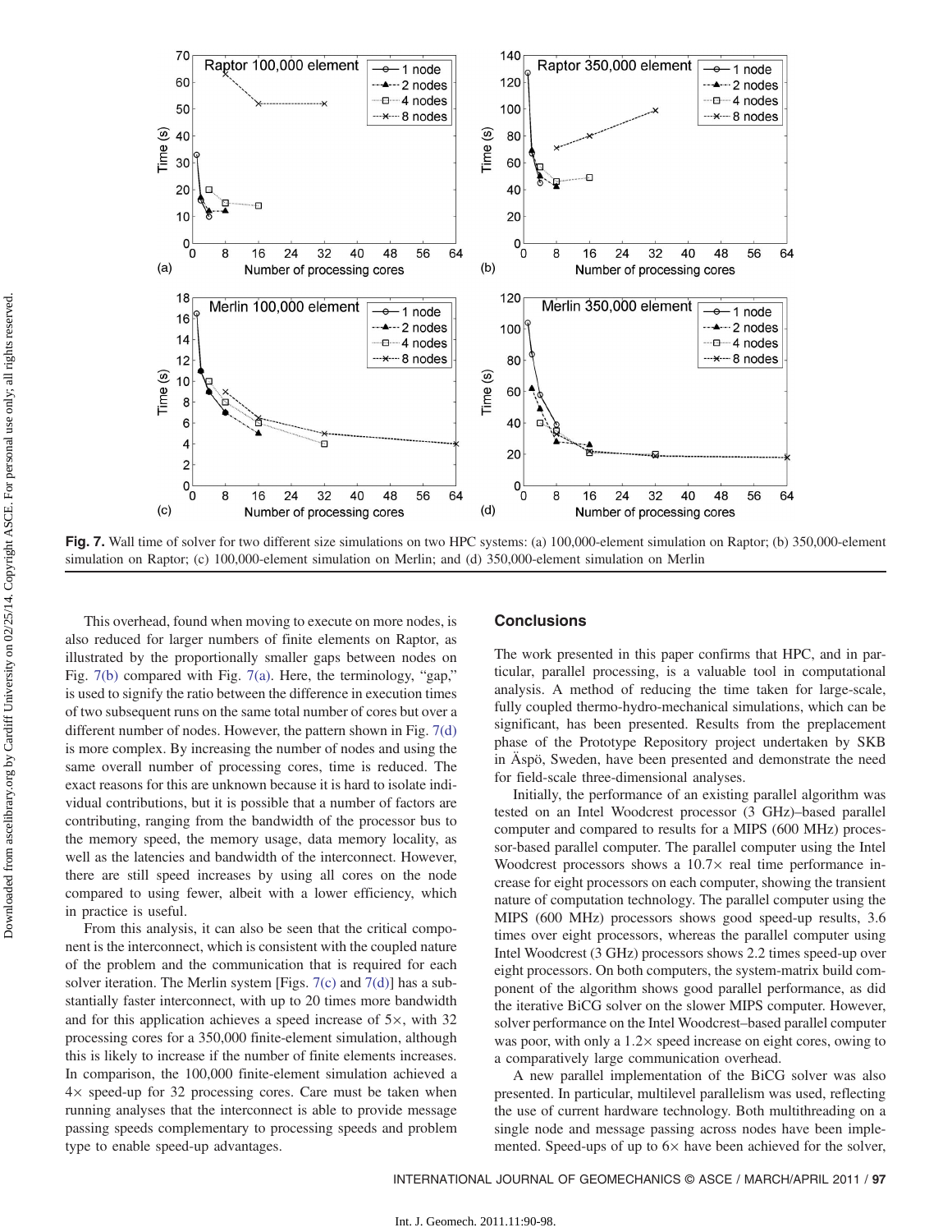**Fig. 7.** Wall time of solver for two different size simulations on two HPC systems: (a) 100,000-element simulation on Raptor; (b) 350,000-element simulation on Raptor; (c) 100,000-element simulation on Merlin; and (d) 350,000-element simulation on Merlin

This overhead, found when moving to execute on more nodes, is also reduced for larger numbers of finite elements on Raptor, as illustrated by the proportionally smaller gaps between nodes on Fig. 7(b) compared with Fig. 7(a). Here, the terminology, "gap," is used to signify the ratio between the difference in execution times of two subsequent runs on the same total number of cores but over a different number of nodes. However, the pattern shown in Fig. 7(d) is more complex. By increasing the number of nodes and using the same overall number of processing cores, time is reduced. The exact reasons for this are unknown because it is hard to isolate individual contributions, but it is possible that a number of factors are contributing, ranging from the bandwidth of the processor bus to the memory speed, the memory usage, data memory locality, as well as the latencies and bandwidth of the interconnect. However, there are still speed increases by using all cores on the node compared to using fewer, albeit with a lower efficiency, which in practice is useful.

From this analysis, it can also be seen that the critical component is the interconnect, which is consistent with the coupled nature of the problem and the communication that is required for each solver iteration. The Merlin system [Figs. 7(c) and 7(d)] has a substantially faster interconnect, with up to 20 times more bandwidth and for this application achieves a speed increase of 5×, with 32 processing cores for a 350,000 finite-element simulation, although this is likely to increase if the number of finite elements increases. In comparison, the 100,000 finite-element simulation achieved a 4× speed-up for 32 processing cores. Care must be taken when running analyses that the interconnect is able to provide message passing speeds complementary to processing speeds and problem type to enable speed-up advantages.

## Conclusions

The work presented in this paper confirms that HPC, and in particular, parallel processing, is a valuable tool in computational analysis. A method of reducing the time taken for large-scale, fully coupled thermo-hydro-mechanical simulations, which can be significant, has been presented. Results from the preplacement phase of the Prototype Repository project undertaken by SKB in Äspö, Sweden, have been presented and demonstrate the need for field-scale three-dimensional analyses.

Initially, the performance of an existing parallel algorithm was tested on an Intel Woodcrest processor (3 GHz)–based parallel computer and compared to results for a MIPS (600 MHz) processor-based parallel computer. The parallel computer using the Intel Woodcrest processors shows a 10.7× real time performance increase for eight processors on each computer, showing the transient nature of computation technology. The parallel computer using the MIPS (600 MHz) processors shows good speed-up results, 3.6 times over eight processors, whereas the parallel computer using Intel Woodcrest (3 GHz) processors shows 2.2 times speed-up over eight processors. On both computers, the system-matrix build component of the algorithm shows good parallel performance, as did the iterative BiCG solver on the slower MIPS computer. However, solver performance on the Intel Woodcrest–based parallel computer was poor, with only a 1.2× speed increase on eight cores, owing to a comparatively large communication overhead.

A new parallel implementation of the BiCG solver was also presented. In particular, multilevel parallelism was used, reflecting the use of current hardware technology. Both multithreading on a single node and message passing across nodes have been implemented. Speed-ups of up to 6× have been achieved for the solver,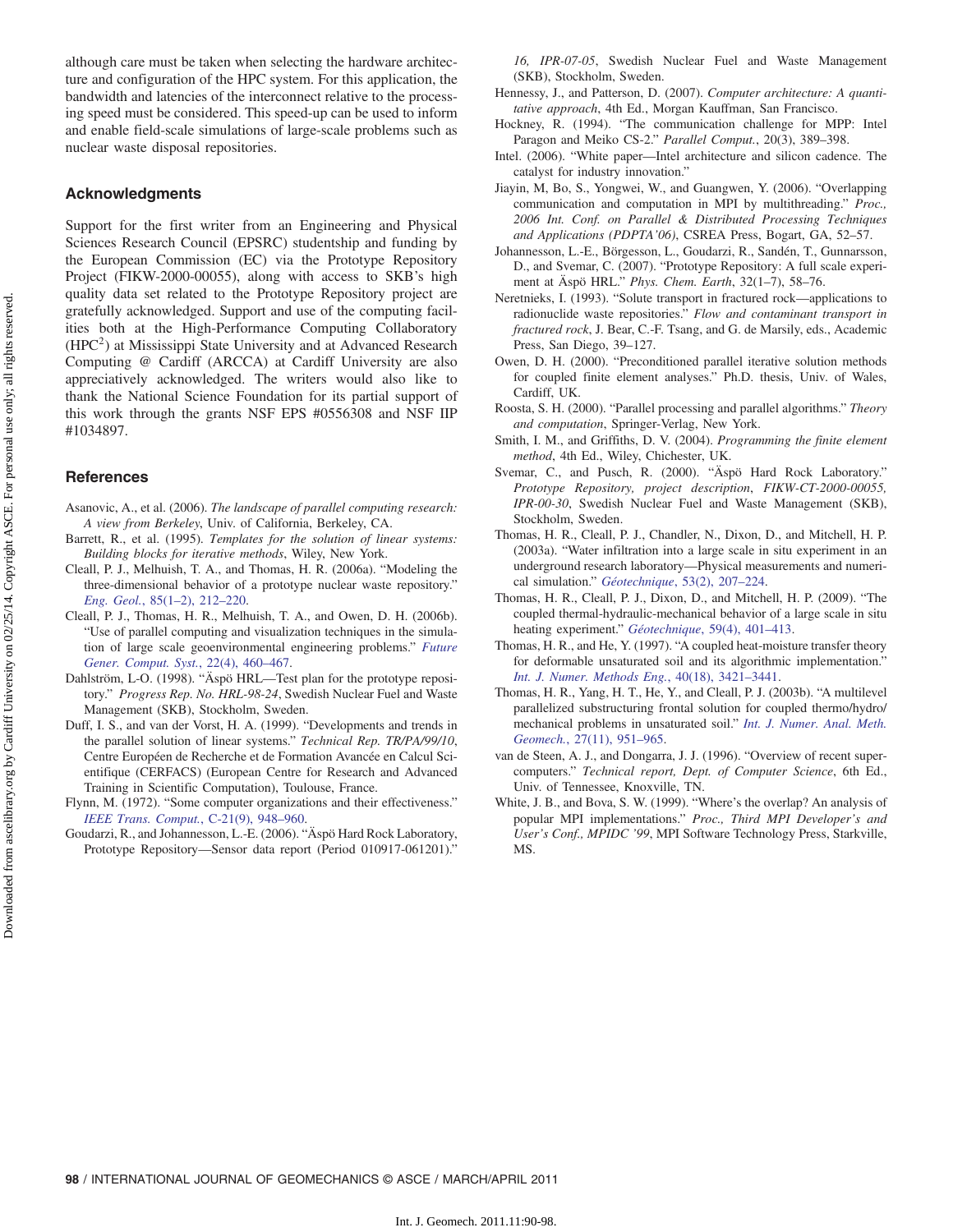although care must be taken when selecting the hardware architecture and configuration of the HPC system. For this application, the bandwidth and latencies of the interconnect relative to the processing speed must be considered. This speed-up can be used to inform and enable field-scale simulations of large-scale problems such as nuclear waste disposal repositories.

## Acknowledgments

Support for the first writer from an Engineering and Physical Sciences Research Council (EPSRC) studentship and funding by the European Commission (EC) via the Prototype Repository Project (FIKW-2000-00055), along with access to SKB's high quality data set related to the Prototype Repository project are gratefully acknowledged. Support and use of the computing facilities both at the High-Performance Computing Collaboratory ($HPC^2$) at Mississippi State University and at Advanced Research Computing @ Cardiff (ARCCA) at Cardiff University are also appreciatively acknowledged. The writers would also like to thank the National Science Foundation for its partial support of this work through the grants NSF EPS #0556308 and NSF IIP #1034897.

## References

Asanovic, A., et al. (2006). *The landscape of parallel computing research: A view from Berkeley*, Univ. of California, Berkeley, CA.

Barrett, R., et al. (1995). *Templates for the solution of linear systems: Building blocks for iterative methods*, Wiley, New York.

Cleall, P. J., Melhuish, T. A., and Thomas, H. R. (2006a). "Modeling the three-dimensional behavior of a prototype nuclear waste repository." *Eng. Geol.*, 85(1–2), 212–220.

Cleall, P. J., Thomas, H. R., Melhuish, T. A., and Owen, D. H. (2006b). "Use of parallel computing and visualization techniques in the simulation of large scale geoenvironmental engineering problems." *Future Gener. Comput. Syst.*, 22(4), 460–467.

Dahlström, L-O. (1998). "Äspö HRL—Test plan for the prototype repository." *Progress Rep. No. HRL-98-24*, Swedish Nuclear Fuel and Waste Management (SKB), Stockholm, Sweden.

Duff, I. S., and van der Vorst, H. A. (1999). "Developments and trends in the parallel solution of linear systems." *Technical Rep. TR/PA/99/10*, Centre Européen de Recherche et de Formation Avancée en Calcul Scientifique (CERFACS) (European Centre for Research and Advanced Training in Scientific Computation), Toulouse, France.

Flynn, M. (1972). "Some computer organizations and their effectiveness." *IEEE Trans. Comput.*, C-21(9), 948–960.

Goudarzi, R., and Johannesson, L.-E. (2006). "Äspö Hard Rock Laboratory, Prototype Repository—Sensor data report (Period 010917-061201)." *16, IPR-07-05*, Swedish Nuclear Fuel and Waste Management (SKB), Stockholm, Sweden.

Hennessy, J., and Patterson, D. (2007). *Computer architecture: A quantitative approach*, 4th Ed., Morgan Kauffman, San Francisco.

Hockney, R. (1994). "The communication challenge for MPP: Intel Paragon and Meiko CS-2." *Parallel Comput.*, 20(3), 389–398.

Intel. (2006). "White paper—Intel architecture and silicon cadence. The catalyst for industry innovation."

Jiayin, M, Bo, S., Yongwei, W., and Guangwen, Y. (2006). "Overlapping communication and computation in MPI by multithreading." *Proc., 2006 Int. Conf. on Parallel & Distributed Processing Techniques and Applications (PDPTA'06)*, CSREA Press, Bogart, GA, 52–57.

Johannesson, L.-E., Börgesson, L., Goudarzi, R., Sandén, T., Gunnarsson, D., and Svemar, C. (2007). "Prototype Repository: A full scale experiment at Äspö HRL." *Phys. Chem. Earth*, 32(1–7), 58–76.

Neretnieks, I. (1993). "Solute transport in fractured rock—applications to radionuclide waste repositories." *Flow and contaminant transport in fractured rock*, J. Bear, C.-F. Tsang, and G. de Marsily, eds., Academic Press, San Diego, 39–127.

Owen, D. H. (2000). "Preconditioned parallel iterative solution methods for coupled finite element analyses." Ph.D. thesis, Univ. of Wales, Cardiff, UK.

Roosta, S. H. (2000). "Parallel processing and parallel algorithms." *Theory and computation*, Springer-Verlag, New York.

Smith, I. M., and Griffiths, D. V. (2004). *Programming the finite element method*, 4th Ed., Wiley, Chichester, UK.

Svemar, C., and Pusch, R. (2000). "Äspö Hard Rock Laboratory." *Prototype Repository, project description, FIKW-CT-2000-00055, IPR-00-30*, Swedish Nuclear Fuel and Waste Management (SKB), Stockholm, Sweden.

Thomas, H. R., Cleall, P. J., Chandler, N., Dixon, D., and Mitchell, H. P. (2003a). "Water infiltration into a large scale in situ experiment in an underground research laboratory—Physical measurements and numerical simulation." *Géotechnique*, 53(2), 207–224.

Thomas, H. R., Cleall, P. J., Dixon, D., and Mitchell, H. P. (2009). "The coupled thermal-hydraulic-mechanical behavior of a large scale in situ heating experiment." *Géotechnique*, 59(4), 401–413.

Thomas, H. R., and He, Y. (1997). "A coupled heat-moisture transfer theory for deformable unsaturated soil and its algorithmic implementation." *Int. J. Numer. Methods Eng.*, 40(18), 3421–3441.

Thomas, H. R., Yang, H. T., He, Y., and Cleall, P. J. (2003b). "A multilevel parallelized substructuring frontal solution for coupled thermo/hydro/mechanical problems in unsaturated soil." *Int. J. Numer. Anal. Meth. Geomech.*, 27(11), 951–965.

van de Steen, A. J., and Dongarra, J. J. (1996). "Overview of recent supercomputers." *Technical report, Dept. of Computer Science*, 6th Ed., Univ. of Tennessee, Knoxville, TN.

White, J. B., and Bova, S. W. (1999). "Where's the overlap? An analysis of popular MPI implementations." *Proc., Third MPI Developer's and User's Conf., MPIDC '99*, MPI Software Technology Press, Starkville, MS.